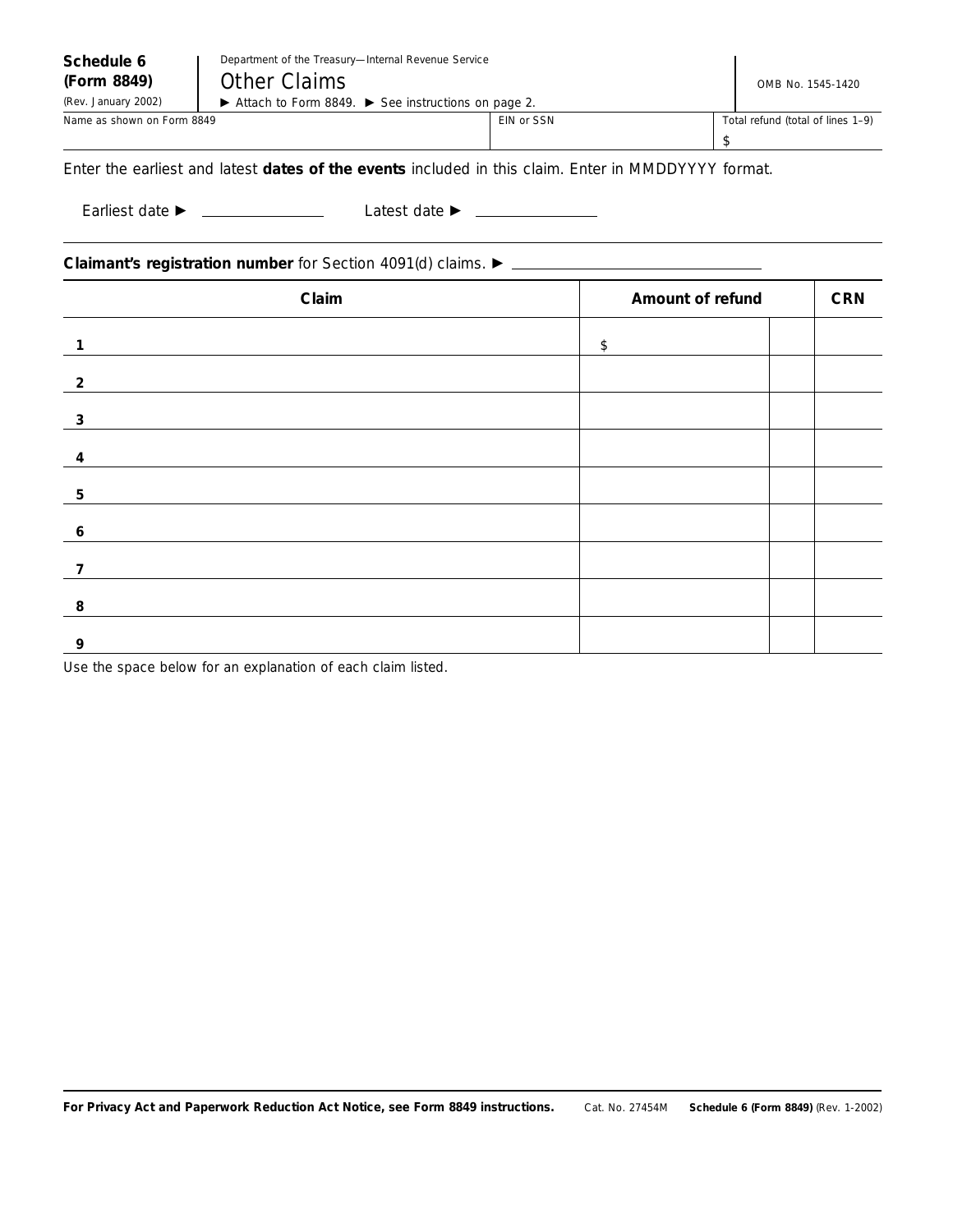**Schedule 6 (Form 8849)**
(Rev. January 2002)

Department of the Treasury—Internal Revenue Service

# Other Claims

► Attach to Form 8849. ► See instructions on page 2.

OMB No. 1545-1420

| Name as shown on Form 8849 | EIN or SSN | Total refund (total of lines 1–9) |
|---|---|---|
| | | $ |

Enter the earliest and latest **dates of the events** included in this claim. Enter in MMDDYYYY format.

Earliest date ► ________ Latest date ► ________

**Claimant's registration number** for Section 4091(d) claims. ► ________

| | Claim | Amount of refund | | CRN |
|---|---|---|---|---|
| 1 | | $ | | |
| 2 | | | | |
| 3 | | | | |
| 4 | | | | |
| 5 | | | | |
| 6 | | | | |
| 7 | | | | |
| 8 | | | | |
| 9 | | | | |

Use the space below for an explanation of each claim listed.

**For Privacy Act and Paperwork Reduction Act Notice, see Form 8849 instructions.** Cat. No. 27454M **Schedule 6 (Form 8849)** (Rev. 1-2002)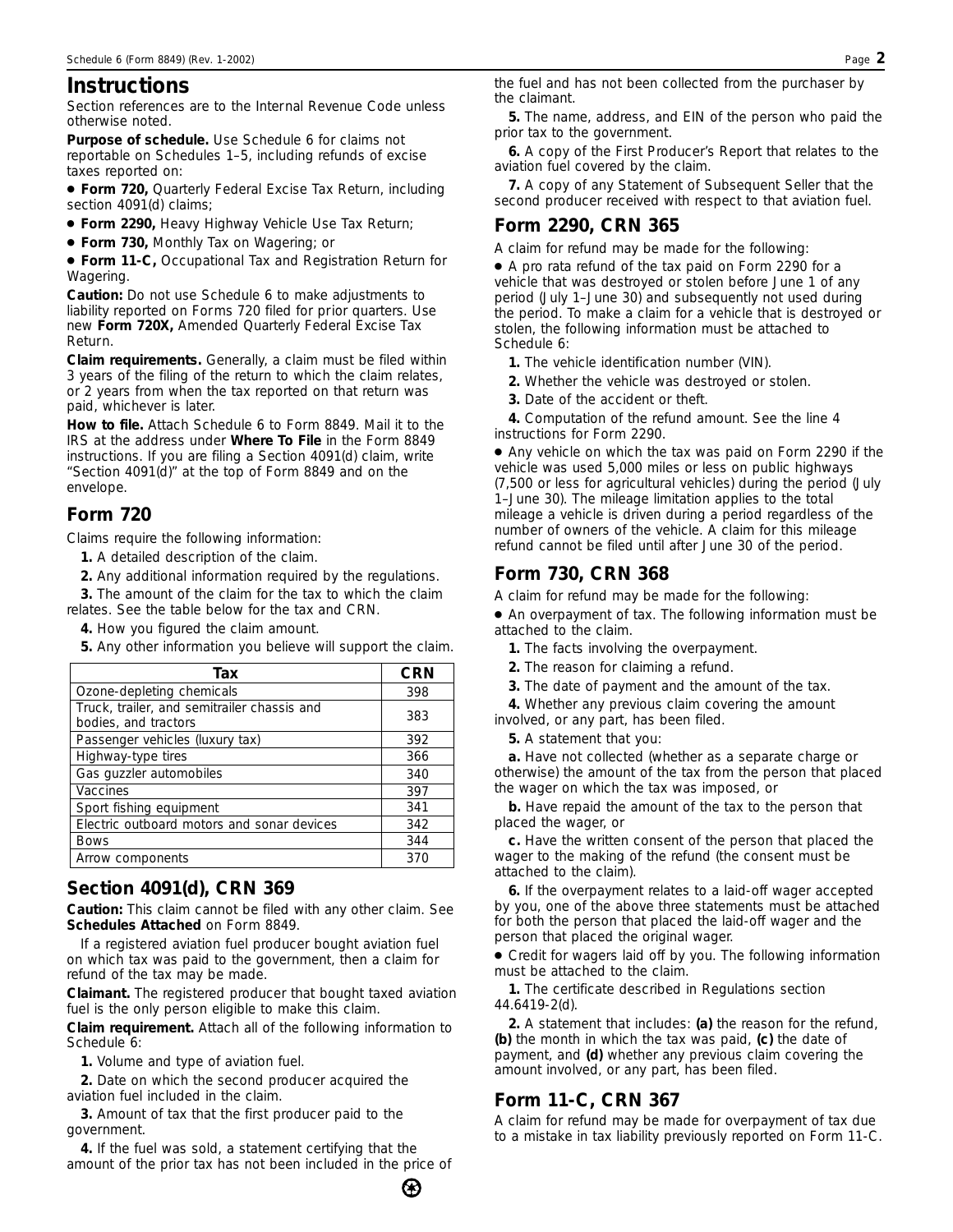# Instructions

Section references are to the Internal Revenue Code unless otherwise noted.

**Purpose of schedule.** Use Schedule 6 for claims not reportable on Schedules 1–5, including refunds of excise taxes reported on:

- **Form 720,** Quarterly Federal Excise Tax Return, including section 4091(d) claims;
- **Form 2290,** Heavy Highway Vehicle Use Tax Return;
- **Form 730,** Monthly Tax on Wagering; or
- **Form 11-C,** Occupational Tax and Registration Return for Wagering.

**Caution:** Do not use Schedule 6 to make adjustments to liability reported on Forms 720 filed for prior quarters. Use new **Form 720X,** Amended Quarterly Federal Excise Tax Return.

**Claim requirements.** Generally, a claim must be filed within 3 years of the filing of the return to which the claim relates, or 2 years from when the tax reported on that return was paid, whichever is later.

**How to file.** Attach Schedule 6 to Form 8849. Mail it to the IRS at the address under **Where To File** in the Form 8849 instructions. If you are filing a Section 4091(d) claim, write "Section 4091(d)" at the top of Form 8849 and on the envelope.

## Form 720

Claims require the following information:

**1.** A detailed description of the claim.

**2.** Any additional information required by the regulations.

**3.** The amount of the claim for the tax to which the claim relates. See the table below for the tax and CRN.

**4.** How you figured the claim amount.

**5.** Any other information you believe will support the claim.

| Tax | CRN |
|---|---|
| Ozone-depleting chemicals | 398 |
| Truck, trailer, and semitrailer chassis and bodies, and tractors | 383 |
| Passenger vehicles (luxury tax) | 392 |
| Highway-type tires | 366 |
| Gas guzzler automobiles | 340 |
| Vaccines | 397 |
| Sport fishing equipment | 341 |
| Electric outboard motors and sonar devices | 342 |
| Bows | 344 |
| Arrow components | 370 |

## Section 4091(d), CRN 369

**Caution:** This claim cannot be filed with any other claim. See **Schedules Attached** on Form 8849.

If a registered aviation fuel producer bought aviation fuel on which tax was paid to the government, then a claim for refund of the tax may be made.

**Claimant.** The registered producer that bought taxed aviation fuel is the only person eligible to make this claim.

**Claim requirement.** Attach all of the following information to Schedule 6:

**1.** Volume and type of aviation fuel.

**2.** Date on which the second producer acquired the aviation fuel included in the claim.

**3.** Amount of tax that the first producer paid to the government.

**4.** If the fuel was sold, a statement certifying that the amount of the prior tax has not been included in the price of the fuel and has not been collected from the purchaser by the claimant.

**5.** The name, address, and EIN of the person who paid the prior tax to the government.

**6.** A copy of the First Producer's Report that relates to the aviation fuel covered by the claim.

**7.** A copy of any Statement of Subsequent Seller that the second producer received with respect to that aviation fuel.

## Form 2290, CRN 365

A claim for refund may be made for the following:

- A pro rata refund of the tax paid on Form 2290 for a vehicle that was destroyed or stolen before June 1 of any period (July 1–June 30) and subsequently not used during the period. To make a claim for a vehicle that is destroyed or stolen, the following information must be attached to Schedule 6:

**1.** The vehicle identification number (VIN).

**2.** Whether the vehicle was destroyed or stolen.

**3.** Date of the accident or theft.

**4.** Computation of the refund amount. See the line 4 instructions for Form 2290.

- Any vehicle on which the tax was paid on Form 2290 if the vehicle was used 5,000 miles or less on public highways (7,500 or less for agricultural vehicles) during the period (July 1–June 30). The mileage limitation applies to the total mileage a vehicle is driven during a period regardless of the number of owners of the vehicle. A claim for this mileage refund cannot be filed until after June 30 of the period.

## Form 730, CRN 368

A claim for refund may be made for the following:

- An overpayment of tax. The following information must be attached to the claim.

**1.** The facts involving the overpayment.

**2.** The reason for claiming a refund.

**3.** The date of payment and the amount of the tax.

**4.** Whether any previous claim covering the amount involved, or any part, has been filed.

**5.** A statement that you:

**a.** Have not collected (whether as a separate charge or otherwise) the amount of the tax from the person that placed the wager on which the tax was imposed, or

**b.** Have repaid the amount of the tax to the person that placed the wager, or

**c.** Have the written consent of the person that placed the wager to the making of the refund (the consent must be attached to the claim).

**6.** If the overpayment relates to a laid-off wager accepted by you, one of the above three statements must be attached for both the person that placed the laid-off wager and the person that placed the original wager.

- Credit for wagers laid off by you. The following information must be attached to the claim.

**1.** The certificate described in Regulations section 44.6419-2(d).

**2.** A statement that includes: **(a)** the reason for the refund, **(b)** the month in which the tax was paid, **(c)** the date of payment, and **(d)** whether any previous claim covering the amount involved, or any part, has been filed.

## Form 11-C, CRN 367

A claim for refund may be made for overpayment of tax due to a mistake in tax liability previously reported on Form 11-C.